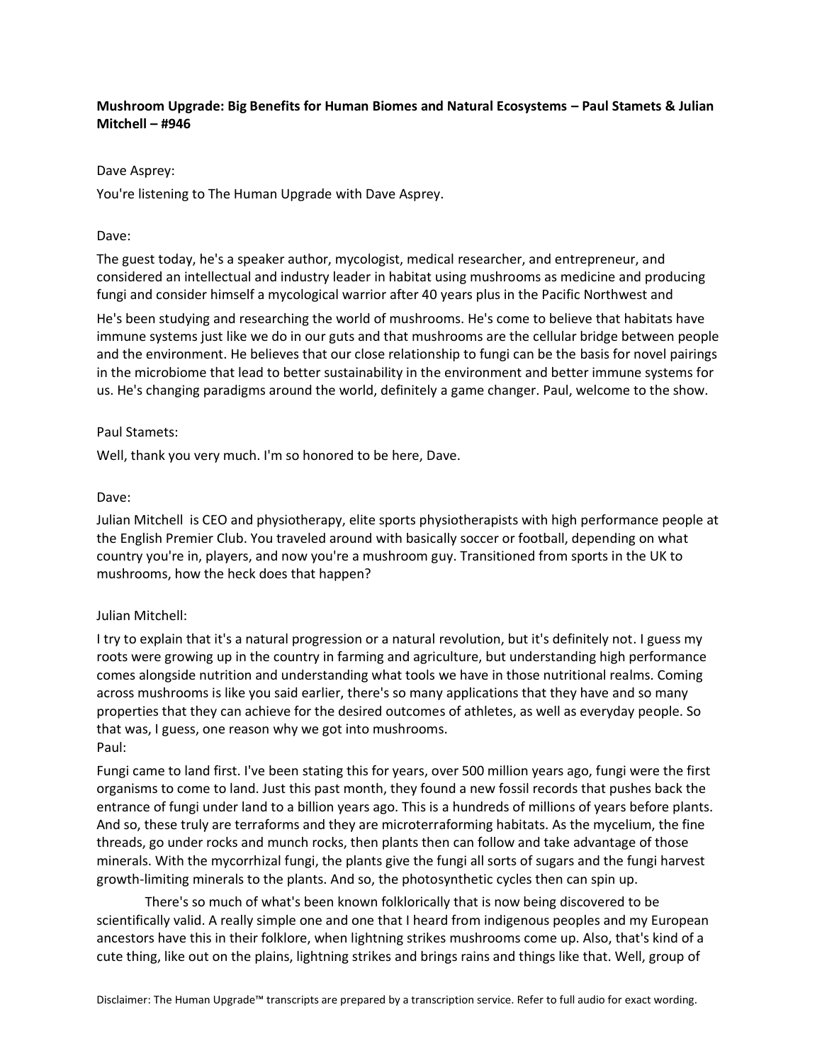**Mushroom Upgrade: Big Benefits for Human Biomes and Natural Ecosystems – Paul Stamets & Julian Mitchell – #946**

Dave Asprey:

You're listening to The Human Upgrade with Dave Asprey.

Dave:

The guest today, he's a speaker author, mycologist, medical researcher, and entrepreneur, and considered an intellectual and industry leader in habitat using mushrooms as medicine and producing fungi and consider himself a mycological warrior after 40 years plus in the Pacific Northwest and

He's been studying and researching the world of mushrooms. He's come to believe that habitats have immune systems just like we do in our guts and that mushrooms are the cellular bridge between people and the environment. He believes that our close relationship to fungi can be the basis for novel pairings in the microbiome that lead to better sustainability in the environment and better immune systems for us. He's changing paradigms around the world, definitely a game changer. Paul, welcome to the show.

Paul Stamets:

Well, thank you very much. I'm so honored to be here, Dave.

Dave:

Julian Mitchell is CEO and physiotherapy, elite sports physiotherapists with high performance people at the English Premier Club. You traveled around with basically soccer or football, depending on what country you're in, players, and now you're a mushroom guy. Transitioned from sports in the UK to mushrooms, how the heck does that happen?

Julian Mitchell:

I try to explain that it's a natural progression or a natural revolution, but it's definitely not. I guess my roots were growing up in the country in farming and agriculture, but understanding high performance comes alongside nutrition and understanding what tools we have in those nutritional realms. Coming across mushrooms is like you said earlier, there's so many applications that they have and so many properties that they can achieve for the desired outcomes of athletes, as well as everyday people. So that was, I guess, one reason why we got into mushrooms.

Paul:

Fungi came to land first. I've been stating this for years, over 500 million years ago, fungi were the first organisms to come to land. Just this past month, they found a new fossil records that pushes back the entrance of fungi under land to a billion years ago. This is a hundreds of millions of years before plants. And so, these truly are terraforms and they are microterraforming habitats. As the mycelium, the fine threads, go under rocks and munch rocks, then plants then can follow and take advantage of those minerals. With the mycorrhizal fungi, the plants give the fungi all sorts of sugars and the fungi harvest growth-limiting minerals to the plants. And so, the photosynthetic cycles then can spin up.

There's so much of what's been known folklorically that is now being discovered to be scientifically valid. A really simple one and one that I heard from indigenous peoples and my European ancestors have this in their folklore, when lightning strikes mushrooms come up. Also, that's kind of a cute thing, like out on the plains, lightning strikes and brings rains and things like that. Well, group of

Disclaimer: The Human Upgrade™ transcripts are prepared by a transcription service. Refer to full audio for exact wording.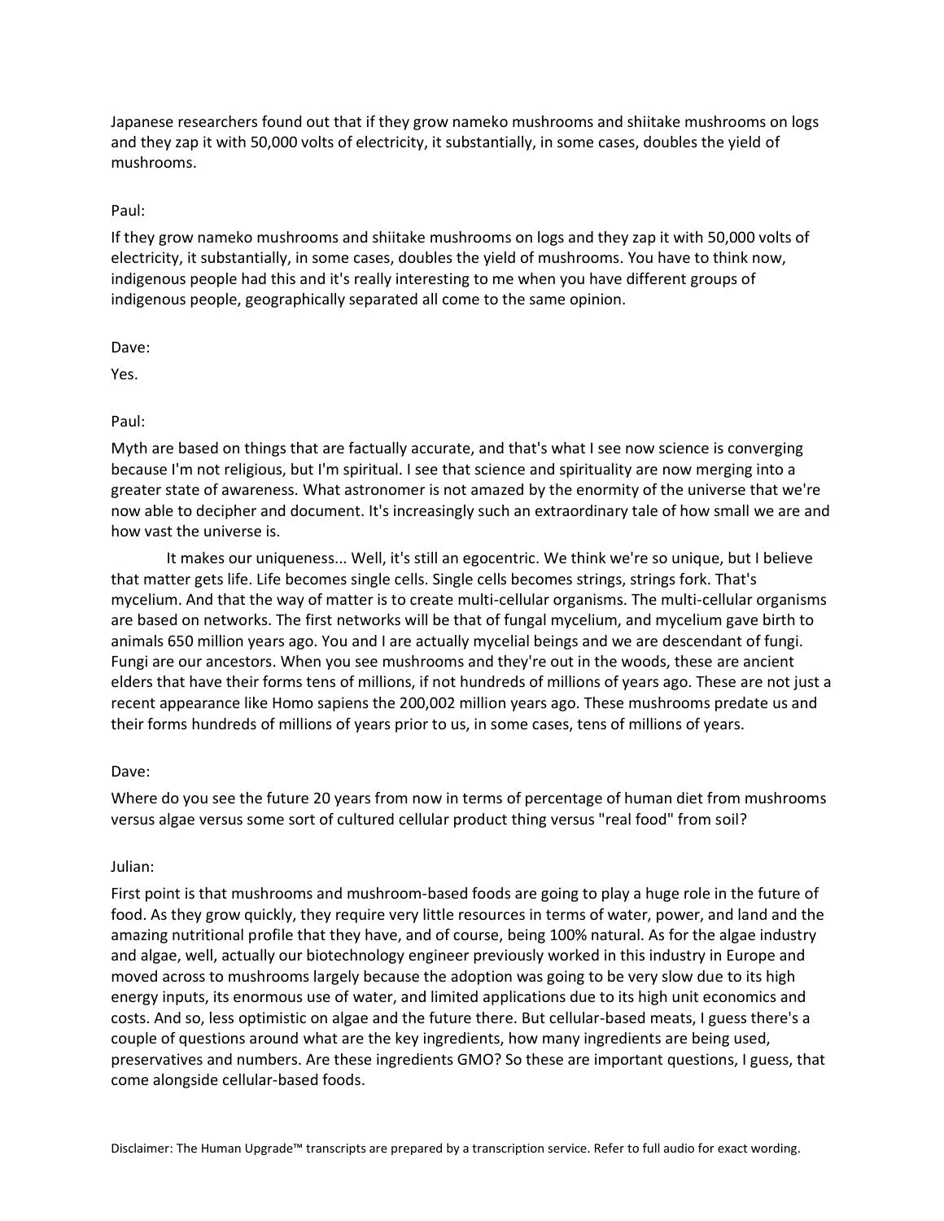Japanese researchers found out that if they grow nameko mushrooms and shiitake mushrooms on logs and they zap it with 50,000 volts of electricity, it substantially, in some cases, doubles the yield of mushrooms.

Paul:

If they grow nameko mushrooms and shiitake mushrooms on logs and they zap it with 50,000 volts of electricity, it substantially, in some cases, doubles the yield of mushrooms. You have to think now, indigenous people had this and it's really interesting to me when you have different groups of indigenous people, geographically separated all come to the same opinion.

Dave:

Yes.

Paul:

Myth are based on things that are factually accurate, and that's what I see now science is converging because I'm not religious, but I'm spiritual. I see that science and spirituality are now merging into a greater state of awareness. What astronomer is not amazed by the enormity of the universe that we're now able to decipher and document. It's increasingly such an extraordinary tale of how small we are and how vast the universe is.

It makes our uniqueness... Well, it's still an egocentric. We think we're so unique, but I believe that matter gets life. Life becomes single cells. Single cells becomes strings, strings fork. That's mycelium. And that the way of matter is to create multi-cellular organisms. The multi-cellular organisms are based on networks. The first networks will be that of fungal mycelium, and mycelium gave birth to animals 650 million years ago. You and I are actually mycelial beings and we are descendant of fungi. Fungi are our ancestors. When you see mushrooms and they're out in the woods, these are ancient elders that have their forms tens of millions, if not hundreds of millions of years ago. These are not just a recent appearance like Homo sapiens the 200,002 million years ago. These mushrooms predate us and their forms hundreds of millions of years prior to us, in some cases, tens of millions of years.

Dave:

Where do you see the future 20 years from now in terms of percentage of human diet from mushrooms versus algae versus some sort of cultured cellular product thing versus "real food" from soil?

Julian:

First point is that mushrooms and mushroom-based foods are going to play a huge role in the future of food. As they grow quickly, they require very little resources in terms of water, power, and land and the amazing nutritional profile that they have, and of course, being 100% natural. As for the algae industry and algae, well, actually our biotechnology engineer previously worked in this industry in Europe and moved across to mushrooms largely because the adoption was going to be very slow due to its high energy inputs, its enormous use of water, and limited applications due to its high unit economics and costs. And so, less optimistic on algae and the future there. But cellular-based meats, I guess there's a couple of questions around what are the key ingredients, how many ingredients are being used, preservatives and numbers. Are these ingredients GMO? So these are important questions, I guess, that come alongside cellular-based foods.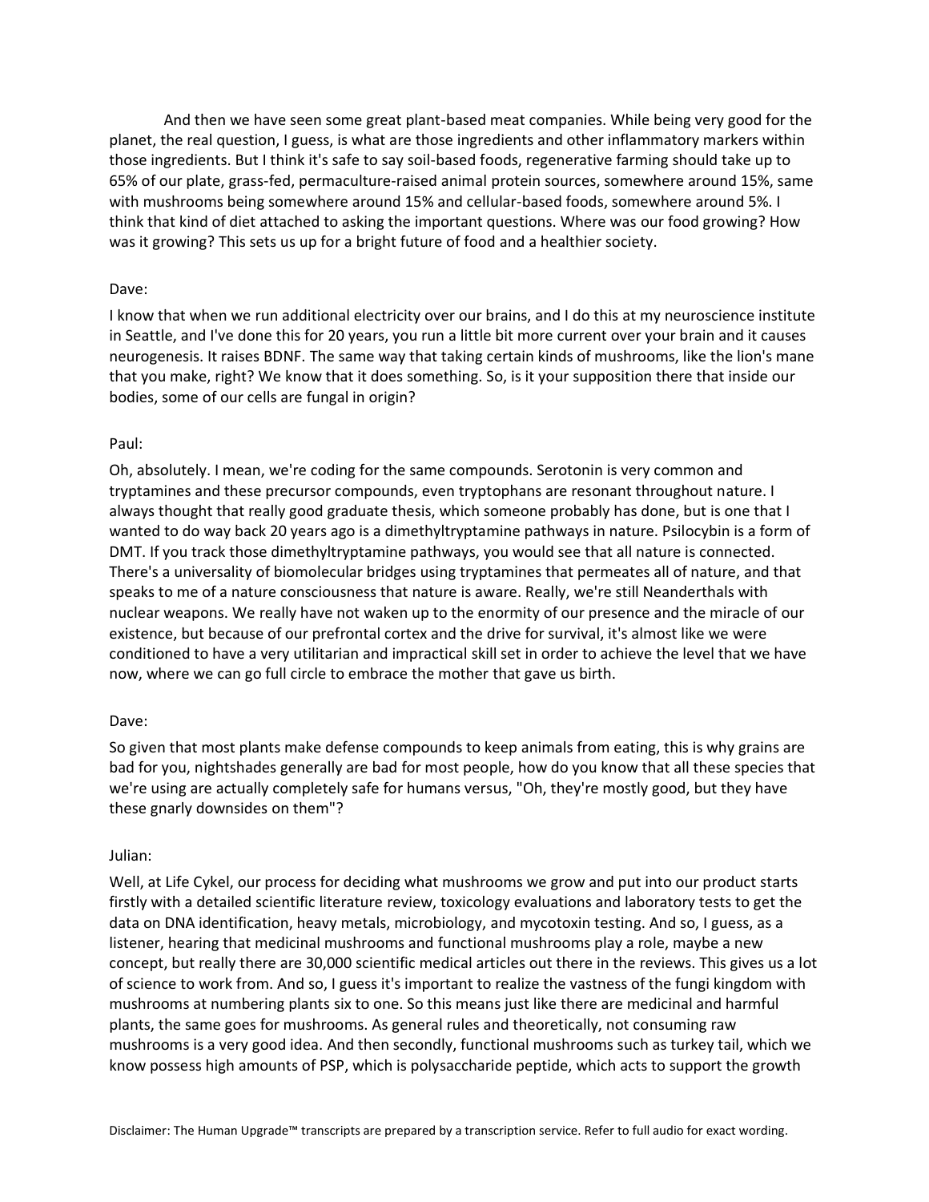And then we have seen some great plant-based meat companies. While being very good for the planet, the real question, I guess, is what are those ingredients and other inflammatory markers within those ingredients. But I think it's safe to say soil-based foods, regenerative farming should take up to 65% of our plate, grass-fed, permaculture-raised animal protein sources, somewhere around 15%, same with mushrooms being somewhere around 15% and cellular-based foods, somewhere around 5%. I think that kind of diet attached to asking the important questions. Where was our food growing? How was it growing? This sets us up for a bright future of food and a healthier society.

Dave:

I know that when we run additional electricity over our brains, and I do this at my neuroscience institute in Seattle, and I've done this for 20 years, you run a little bit more current over your brain and it causes neurogenesis. It raises BDNF. The same way that taking certain kinds of mushrooms, like the lion's mane that you make, right? We know that it does something. So, is it your supposition there that inside our bodies, some of our cells are fungal in origin?

Paul:

Oh, absolutely. I mean, we're coding for the same compounds. Serotonin is very common and tryptamines and these precursor compounds, even tryptophans are resonant throughout nature. I always thought that really good graduate thesis, which someone probably has done, but is one that I wanted to do way back 20 years ago is a dimethyltryptamine pathways in nature. Psilocybin is a form of DMT. If you track those dimethyltryptamine pathways, you would see that all nature is connected. There's a universality of biomolecular bridges using tryptamines that permeates all of nature, and that speaks to me of a nature consciousness that nature is aware. Really, we're still Neanderthals with nuclear weapons. We really have not waken up to the enormity of our presence and the miracle of our existence, but because of our prefrontal cortex and the drive for survival, it's almost like we were conditioned to have a very utilitarian and impractical skill set in order to achieve the level that we have now, where we can go full circle to embrace the mother that gave us birth.

Dave:

So given that most plants make defense compounds to keep animals from eating, this is why grains are bad for you, nightshades generally are bad for most people, how do you know that all these species that we're using are actually completely safe for humans versus, "Oh, they're mostly good, but they have these gnarly downsides on them"?

Julian:

Well, at Life Cykel, our process for deciding what mushrooms we grow and put into our product starts firstly with a detailed scientific literature review, toxicology evaluations and laboratory tests to get the data on DNA identification, heavy metals, microbiology, and mycotoxin testing. And so, I guess, as a listener, hearing that medicinal mushrooms and functional mushrooms play a role, maybe a new concept, but really there are 30,000 scientific medical articles out there in the reviews. This gives us a lot of science to work from. And so, I guess it's important to realize the vastness of the fungi kingdom with mushrooms at numbering plants six to one. So this means just like there are medicinal and harmful plants, the same goes for mushrooms. As general rules and theoretically, not consuming raw mushrooms is a very good idea. And then secondly, functional mushrooms such as turkey tail, which we know possess high amounts of PSP, which is polysaccharide peptide, which acts to support the growth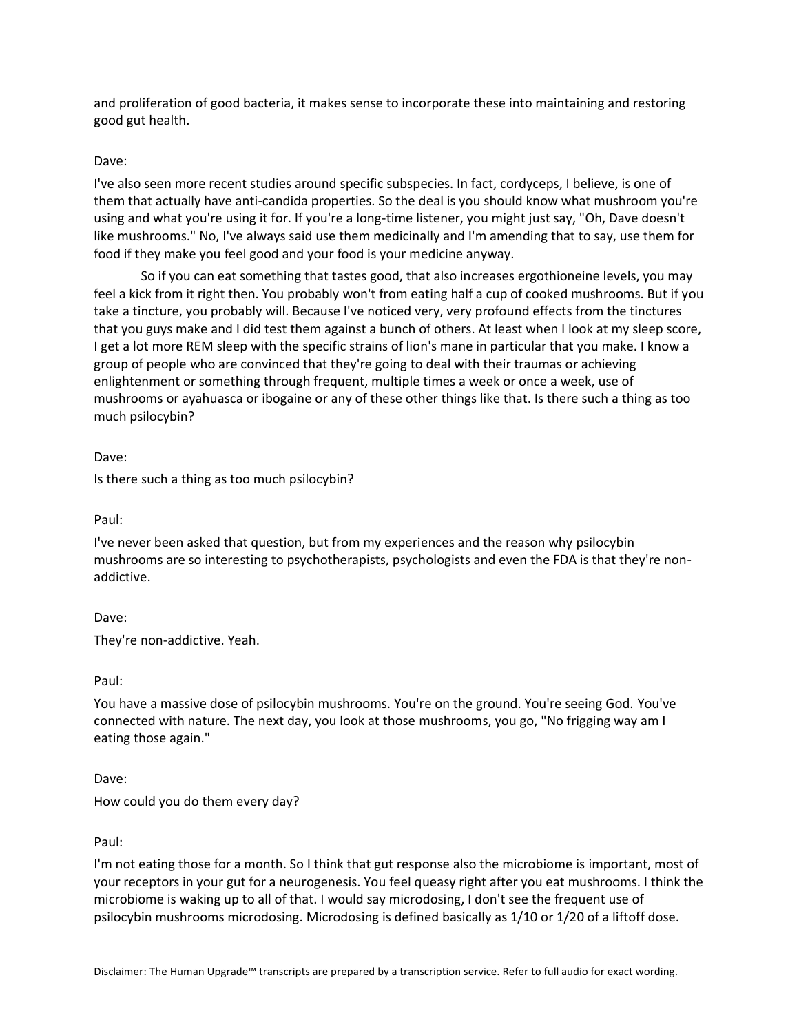and proliferation of good bacteria, it makes sense to incorporate these into maintaining and restoring good gut health.

Dave:

I've also seen more recent studies around specific subspecies. In fact, cordyceps, I believe, is one of them that actually have anti-candida properties. So the deal is you should know what mushroom you're using and what you're using it for. If you're a long-time listener, you might just say, "Oh, Dave doesn't like mushrooms." No, I've always said use them medicinally and I'm amending that to say, use them for food if they make you feel good and your food is your medicine anyway.

So if you can eat something that tastes good, that also increases ergothioneine levels, you may feel a kick from it right then. You probably won't from eating half a cup of cooked mushrooms. But if you take a tincture, you probably will. Because I've noticed very, very profound effects from the tinctures that you guys make and I did test them against a bunch of others. At least when I look at my sleep score, I get a lot more REM sleep with the specific strains of lion's mane in particular that you make. I know a group of people who are convinced that they're going to deal with their traumas or achieving enlightenment or something through frequent, multiple times a week or once a week, use of mushrooms or ayahuasca or ibogaine or any of these other things like that. Is there such a thing as too much psilocybin?

Dave:

Is there such a thing as too much psilocybin?

Paul:

I've never been asked that question, but from my experiences and the reason why psilocybin mushrooms are so interesting to psychotherapists, psychologists and even the FDA is that they're non-addictive.

Dave:

They're non-addictive. Yeah.

Paul:

You have a massive dose of psilocybin mushrooms. You're on the ground. You're seeing God. You've connected with nature. The next day, you look at those mushrooms, you go, "No frigging way am I eating those again."

Dave:

How could you do them every day?

Paul:

I'm not eating those for a month. So I think that gut response also the microbiome is important, most of your receptors in your gut for a neurogenesis. You feel queasy right after you eat mushrooms. I think the microbiome is waking up to all of that. I would say microdosing, I don't see the frequent use of psilocybin mushrooms microdosing. Microdosing is defined basically as 1/10 or 1/20 of a liftoff dose.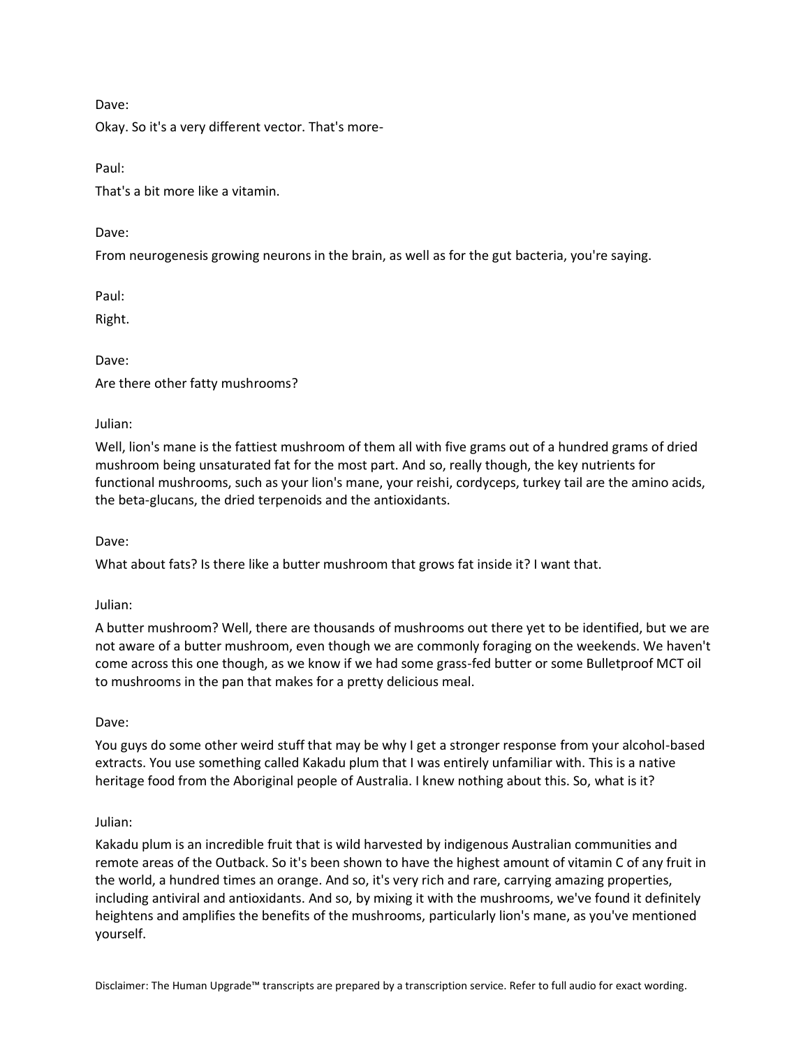Dave:

Okay. So it's a very different vector. That's more-

Paul:

That's a bit more like a vitamin.

Dave:

From neurogenesis growing neurons in the brain, as well as for the gut bacteria, you're saying.

Paul:

Right.

Dave:

Are there other fatty mushrooms?

Julian:

Well, lion's mane is the fattiest mushroom of them all with five grams out of a hundred grams of dried mushroom being unsaturated fat for the most part. And so, really though, the key nutrients for functional mushrooms, such as your lion's mane, your reishi, cordyceps, turkey tail are the amino acids, the beta-glucans, the dried terpenoids and the antioxidants.

Dave:

What about fats? Is there like a butter mushroom that grows fat inside it? I want that.

Julian:

A butter mushroom? Well, there are thousands of mushrooms out there yet to be identified, but we are not aware of a butter mushroom, even though we are commonly foraging on the weekends. We haven't come across this one though, as we know if we had some grass-fed butter or some Bulletproof MCT oil to mushrooms in the pan that makes for a pretty delicious meal.

Dave:

You guys do some other weird stuff that may be why I get a stronger response from your alcohol-based extracts. You use something called Kakadu plum that I was entirely unfamiliar with. This is a native heritage food from the Aboriginal people of Australia. I knew nothing about this. So, what is it?

Julian:

Kakadu plum is an incredible fruit that is wild harvested by indigenous Australian communities and remote areas of the Outback. So it's been shown to have the highest amount of vitamin C of any fruit in the world, a hundred times an orange. And so, it's very rich and rare, carrying amazing properties, including antiviral and antioxidants. And so, by mixing it with the mushrooms, we've found it definitely heightens and amplifies the benefits of the mushrooms, particularly lion's mane, as you've mentioned yourself.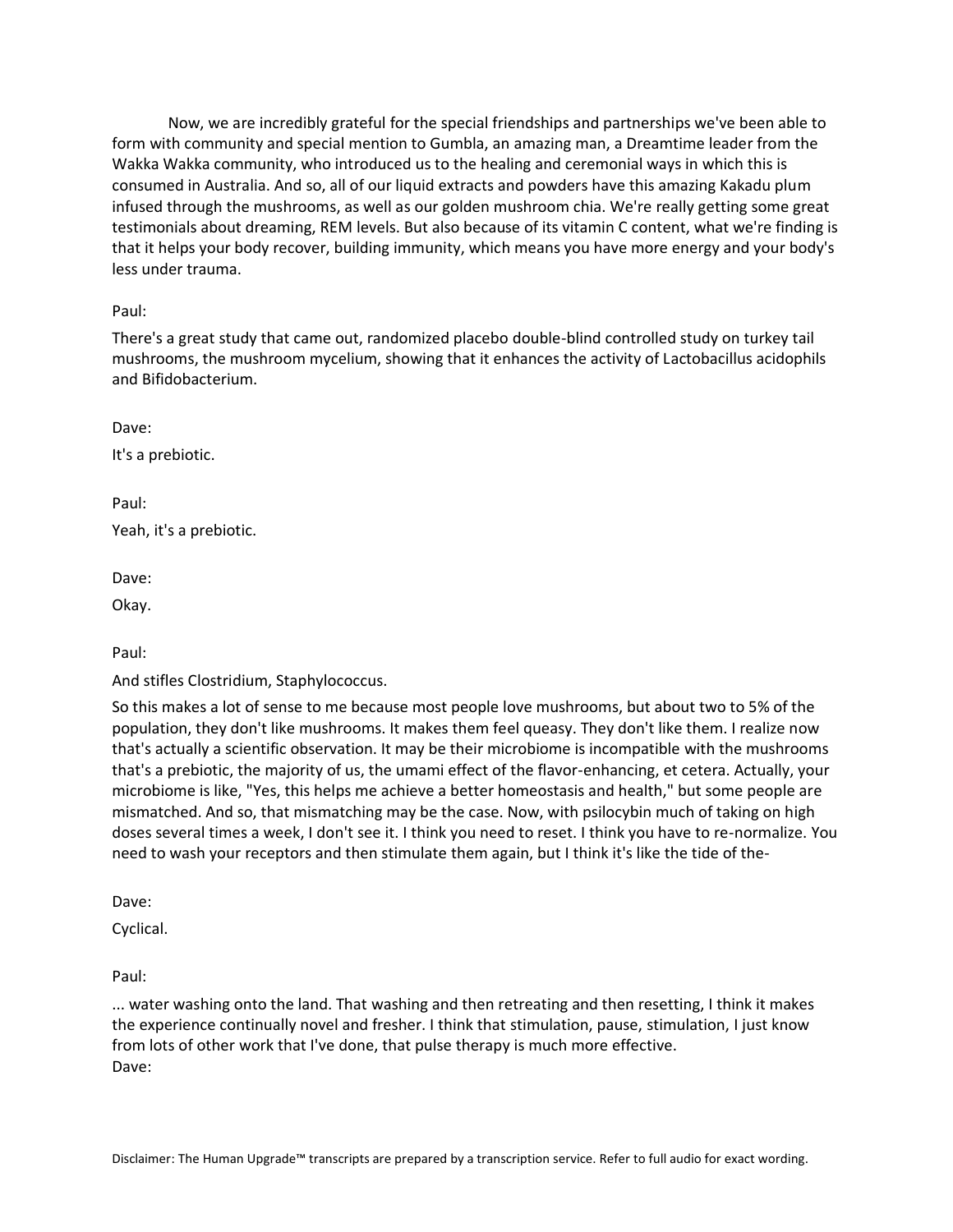Now, we are incredibly grateful for the special friendships and partnerships we've been able to form with community and special mention to Gumbla, an amazing man, a Dreamtime leader from the Wakka Wakka community, who introduced us to the healing and ceremonial ways in which this is consumed in Australia. And so, all of our liquid extracts and powders have this amazing Kakadu plum infused through the mushrooms, as well as our golden mushroom chia. We're really getting some great testimonials about dreaming, REM levels. But also because of its vitamin C content, what we're finding is that it helps your body recover, building immunity, which means you have more energy and your body's less under trauma.

Paul:

There's a great study that came out, randomized placebo double-blind controlled study on turkey tail mushrooms, the mushroom mycelium, showing that it enhances the activity of Lactobacillus acidophils and Bifidobacterium.

Dave:

It's a prebiotic.

Paul:

Yeah, it's a prebiotic.

Dave:

Okay.

Paul:

And stifles Clostridium, Staphylococcus.

So this makes a lot of sense to me because most people love mushrooms, but about two to 5% of the population, they don't like mushrooms. It makes them feel queasy. They don't like them. I realize now that's actually a scientific observation. It may be their microbiome is incompatible with the mushrooms that's a prebiotic, the majority of us, the umami effect of the flavor-enhancing, et cetera. Actually, your microbiome is like, "Yes, this helps me achieve a better homeostasis and health," but some people are mismatched. And so, that mismatching may be the case. Now, with psilocybin much of taking on high doses several times a week, I don't see it. I think you need to reset. I think you have to re-normalize. You need to wash your receptors and then stimulate them again, but I think it's like the tide of the-

Dave:

Cyclical.

Paul:

... water washing onto the land. That washing and then retreating and then resetting, I think it makes the experience continually novel and fresher. I think that stimulation, pause, stimulation, I just know from lots of other work that I've done, that pulse therapy is much more effective.

Dave:

Disclaimer: The Human Upgrade™ transcripts are prepared by a transcription service. Refer to full audio for exact wording.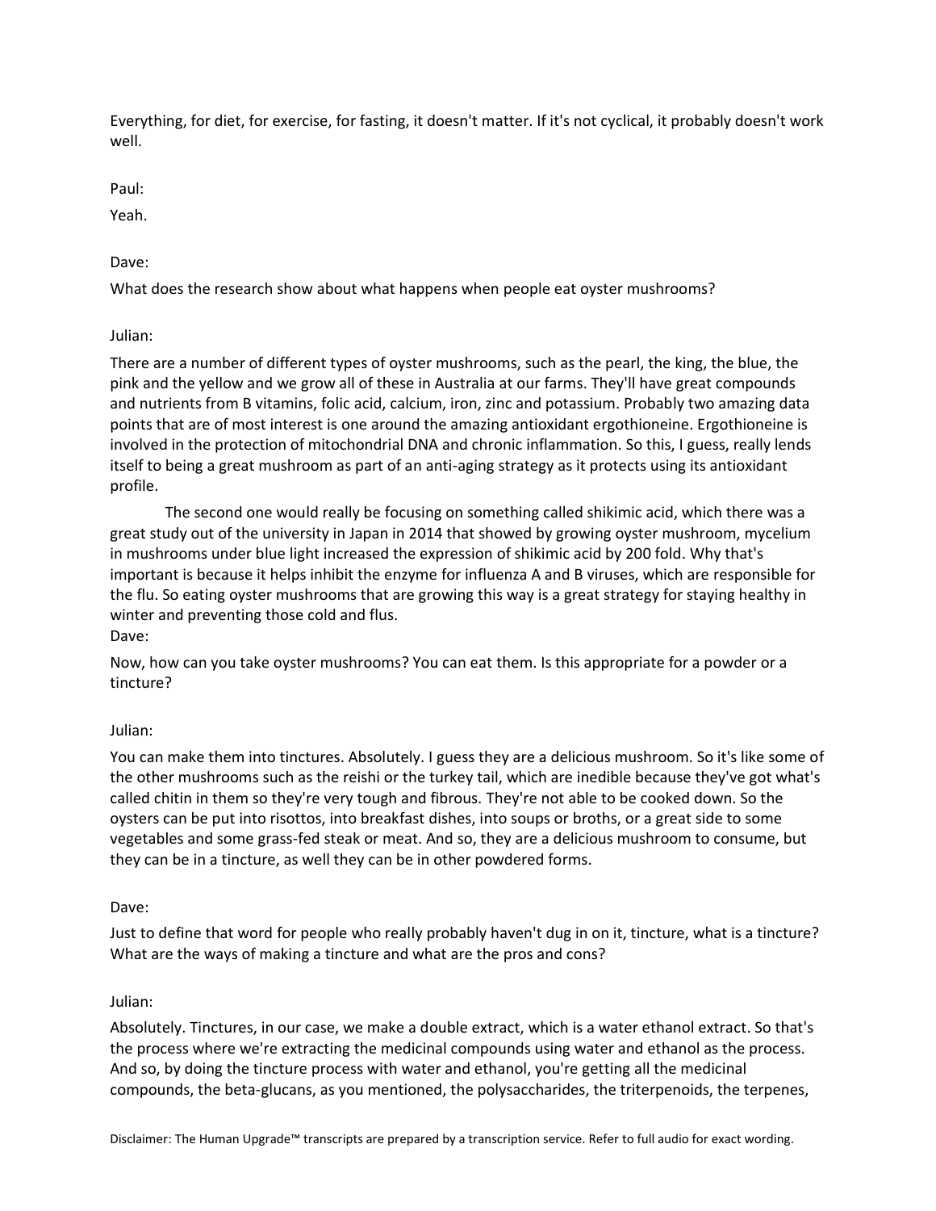Everything, for diet, for exercise, for fasting, it doesn't matter. If it's not cyclical, it probably doesn't work well.

Paul:

Yeah.

Dave:

What does the research show about what happens when people eat oyster mushrooms?

Julian:

There are a number of different types of oyster mushrooms, such as the pearl, the king, the blue, the pink and the yellow and we grow all of these in Australia at our farms. They'll have great compounds and nutrients from B vitamins, folic acid, calcium, iron, zinc and potassium. Probably two amazing data points that are of most interest is one around the amazing antioxidant ergothioneine. Ergothioneine is involved in the protection of mitochondrial DNA and chronic inflammation. So this, I guess, really lends itself to being a great mushroom as part of an anti-aging strategy as it protects using its antioxidant profile.

The second one would really be focusing on something called shikimic acid, which there was a great study out of the university in Japan in 2014 that showed by growing oyster mushroom, mycelium in mushrooms under blue light increased the expression of shikimic acid by 200 fold. Why that's important is because it helps inhibit the enzyme for influenza A and B viruses, which are responsible for the flu. So eating oyster mushrooms that are growing this way is a great strategy for staying healthy in winter and preventing those cold and flus.

Dave:

Now, how can you take oyster mushrooms? You can eat them. Is this appropriate for a powder or a tincture?

Julian:

You can make them into tinctures. Absolutely. I guess they are a delicious mushroom. So it's like some of the other mushrooms such as the reishi or the turkey tail, which are inedible because they've got what's called chitin in them so they're very tough and fibrous. They're not able to be cooked down. So the oysters can be put into risottos, into breakfast dishes, into soups or broths, or a great side to some vegetables and some grass-fed steak or meat. And so, they are a delicious mushroom to consume, but they can be in a tincture, as well they can be in other powdered forms.

Dave:

Just to define that word for people who really probably haven't dug in on it, tincture, what is a tincture? What are the ways of making a tincture and what are the pros and cons?

Julian:

Absolutely. Tinctures, in our case, we make a double extract, which is a water ethanol extract. So that's the process where we're extracting the medicinal compounds using water and ethanol as the process. And so, by doing the tincture process with water and ethanol, you're getting all the medicinal compounds, the beta-glucans, as you mentioned, the polysaccharides, the triterpenoids, the terpenes,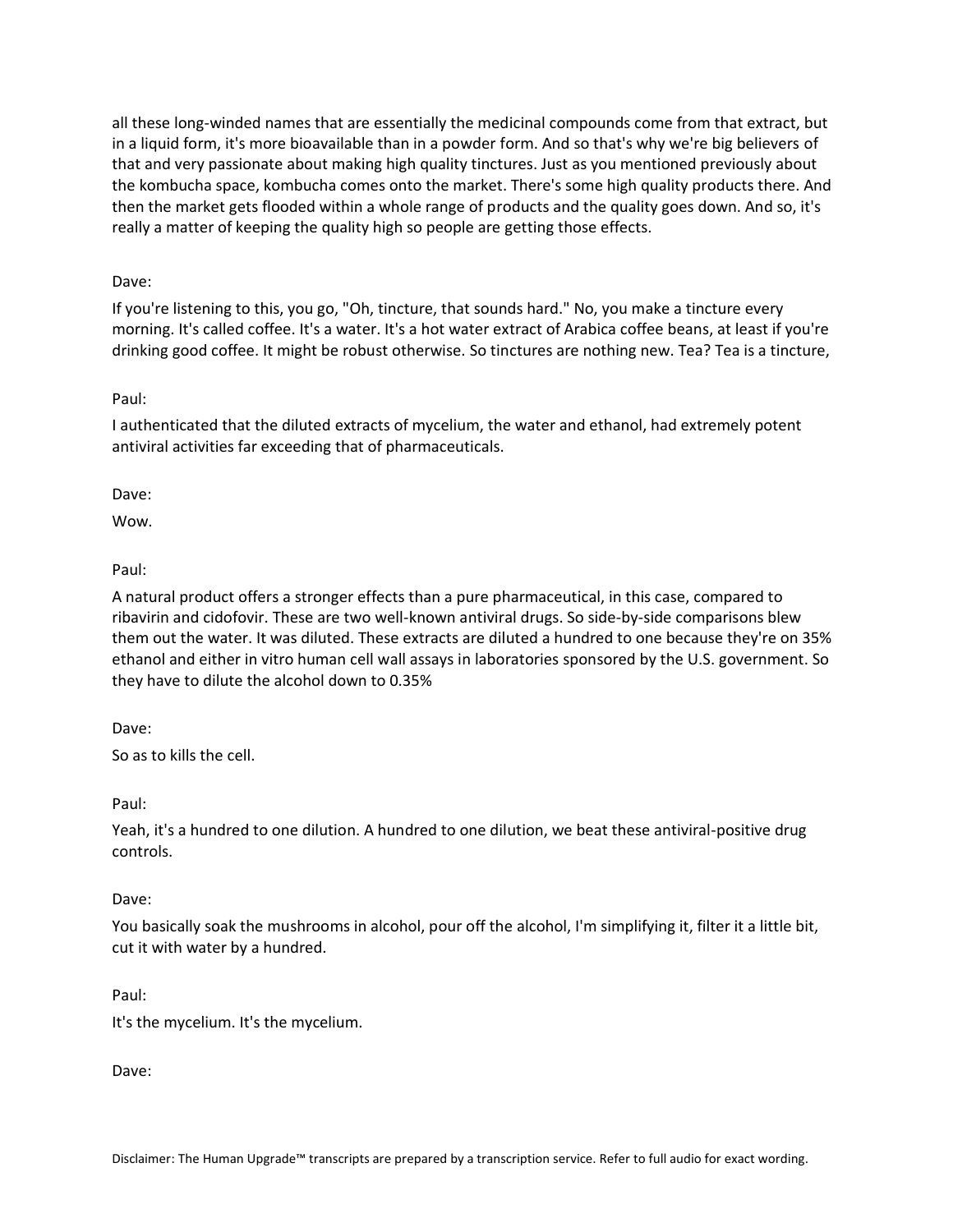all these long-winded names that are essentially the medicinal compounds come from that extract, but in a liquid form, it's more bioavailable than in a powder form. And so that's why we're big believers of that and very passionate about making high quality tinctures. Just as you mentioned previously about the kombucha space, kombucha comes onto the market. There's some high quality products there. And then the market gets flooded within a whole range of products and the quality goes down. And so, it's really a matter of keeping the quality high so people are getting those effects.

Dave:

If you're listening to this, you go, "Oh, tincture, that sounds hard." No, you make a tincture every morning. It's called coffee. It's a water. It's a hot water extract of Arabica coffee beans, at least if you're drinking good coffee. It might be robust otherwise. So tinctures are nothing new. Tea? Tea is a tincture,

Paul:

I authenticated that the diluted extracts of mycelium, the water and ethanol, had extremely potent antiviral activities far exceeding that of pharmaceuticals.

Dave:

Wow.

Paul:

A natural product offers a stronger effects than a pure pharmaceutical, in this case, compared to ribavirin and cidofovir. These are two well-known antiviral drugs. So side-by-side comparisons blew them out the water. It was diluted. These extracts are diluted a hundred to one because they're on 35% ethanol and either in vitro human cell wall assays in laboratories sponsored by the U.S. government. So they have to dilute the alcohol down to 0.35%

Dave:

So as to kills the cell.

Paul:

Yeah, it's a hundred to one dilution. A hundred to one dilution, we beat these antiviral-positive drug controls.

Dave:

You basically soak the mushrooms in alcohol, pour off the alcohol, I'm simplifying it, filter it a little bit, cut it with water by a hundred.

Paul:

It's the mycelium. It's the mycelium.

Dave:

Disclaimer: The Human Upgrade™ transcripts are prepared by a transcription service. Refer to full audio for exact wording.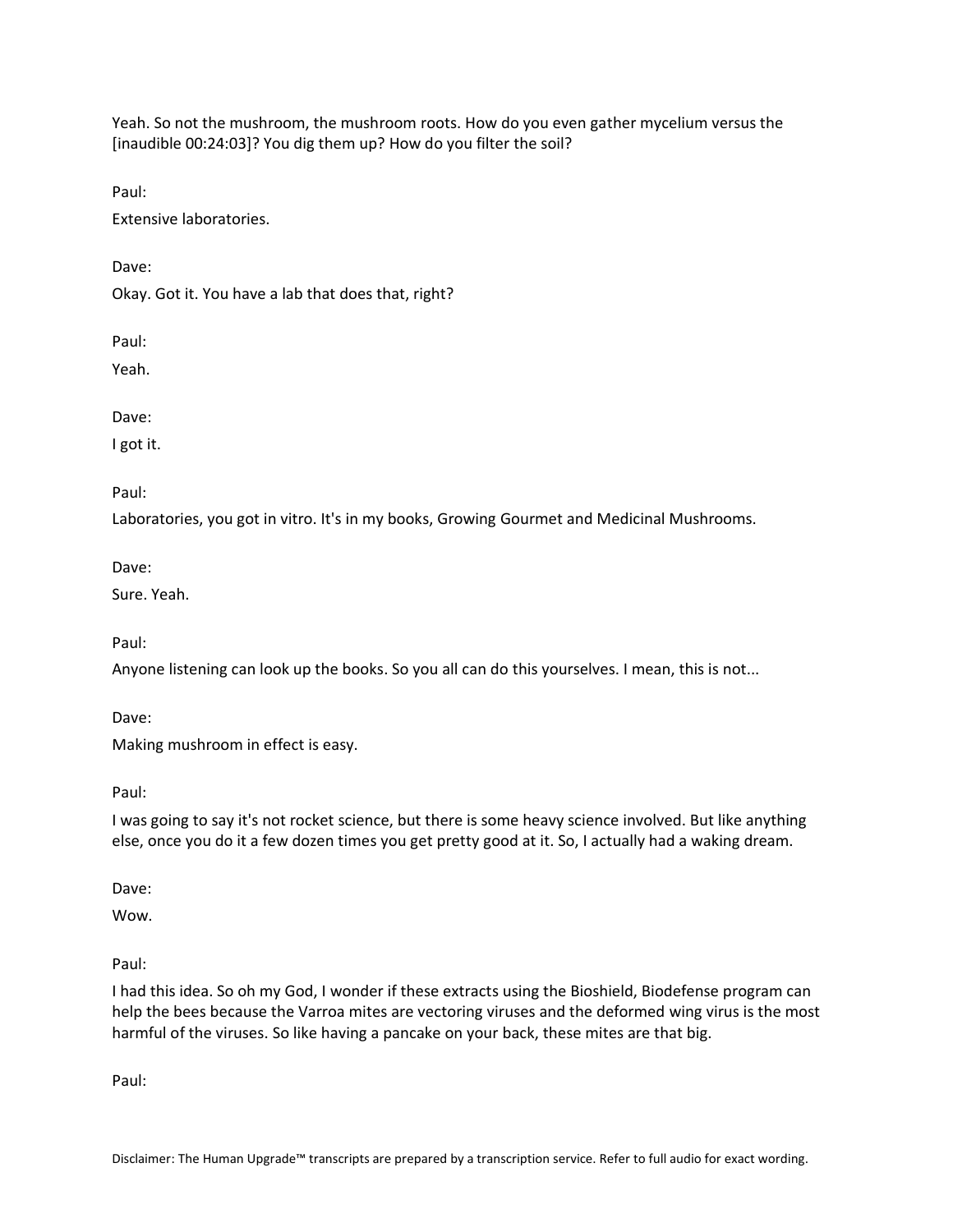Yeah. So not the mushroom, the mushroom roots. How do you even gather mycelium versus the [inaudible 00:24:03]? You dig them up? How do you filter the soil?

Paul:

Extensive laboratories.

Dave:

Okay. Got it. You have a lab that does that, right?

Paul:

Yeah.

Dave:

I got it.

Paul:

Laboratories, you got in vitro. It's in my books, Growing Gourmet and Medicinal Mushrooms.

Dave:

Sure. Yeah.

Paul:

Anyone listening can look up the books. So you all can do this yourselves. I mean, this is not...

Dave:

Making mushroom in effect is easy.

Paul:

I was going to say it's not rocket science, but there is some heavy science involved. But like anything else, once you do it a few dozen times you get pretty good at it. So, I actually had a waking dream.

Dave:

Wow.

Paul:

I had this idea. So oh my God, I wonder if these extracts using the Bioshield, Biodefense program can help the bees because the Varroa mites are vectoring viruses and the deformed wing virus is the most harmful of the viruses. So like having a pancake on your back, these mites are that big.

Paul: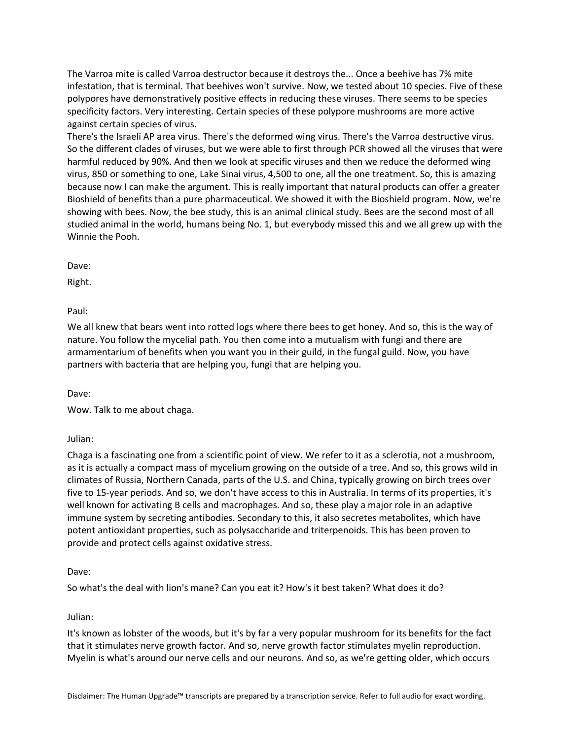The Varroa mite is called Varroa destructor because it destroys the... Once a beehive has 7% mite infestation, that is terminal. That beehives won't survive. Now, we tested about 10 species. Five of these polypores have demonstratively positive effects in reducing these viruses. There seems to be species specificity factors. Very interesting. Certain species of these polypore mushrooms are more active against certain species of virus.

There's the Israeli AP area virus. There's the deformed wing virus. There's the Varroa destructive virus. So the different clades of viruses, but we were able to first through PCR showed all the viruses that were harmful reduced by 90%. And then we look at specific viruses and then we reduce the deformed wing virus, 850 or something to one, Lake Sinai virus, 4,500 to one, all the one treatment. So, this is amazing because now I can make the argument. This is really important that natural products can offer a greater Bioshield of benefits than a pure pharmaceutical. We showed it with the Bioshield program. Now, we're showing with bees. Now, the bee study, this is an animal clinical study. Bees are the second most of all studied animal in the world, humans being No. 1, but everybody missed this and we all grew up with the Winnie the Pooh.

Dave:

Right.

Paul:

We all knew that bears went into rotted logs where there bees to get honey. And so, this is the way of nature. You follow the mycelial path. You then come into a mutualism with fungi and there are armamentarium of benefits when you want you in their guild, in the fungal guild. Now, you have partners with bacteria that are helping you, fungi that are helping you.

Dave:

Wow. Talk to me about chaga.

Julian:

Chaga is a fascinating one from a scientific point of view. We refer to it as a sclerotia, not a mushroom, as it is actually a compact mass of mycelium growing on the outside of a tree. And so, this grows wild in climates of Russia, Northern Canada, parts of the U.S. and China, typically growing on birch trees over five to 15-year periods. And so, we don't have access to this in Australia. In terms of its properties, it's well known for activating B cells and macrophages. And so, these play a major role in an adaptive immune system by secreting antibodies. Secondary to this, it also secretes metabolites, which have potent antioxidant properties, such as polysaccharide and triterpenoids. This has been proven to provide and protect cells against oxidative stress.

Dave:

So what's the deal with lion's mane? Can you eat it? How's it best taken? What does it do?

Julian:

It's known as lobster of the woods, but it's by far a very popular mushroom for its benefits for the fact that it stimulates nerve growth factor. And so, nerve growth factor stimulates myelin reproduction. Myelin is what's around our nerve cells and our neurons. And so, as we're getting older, which occurs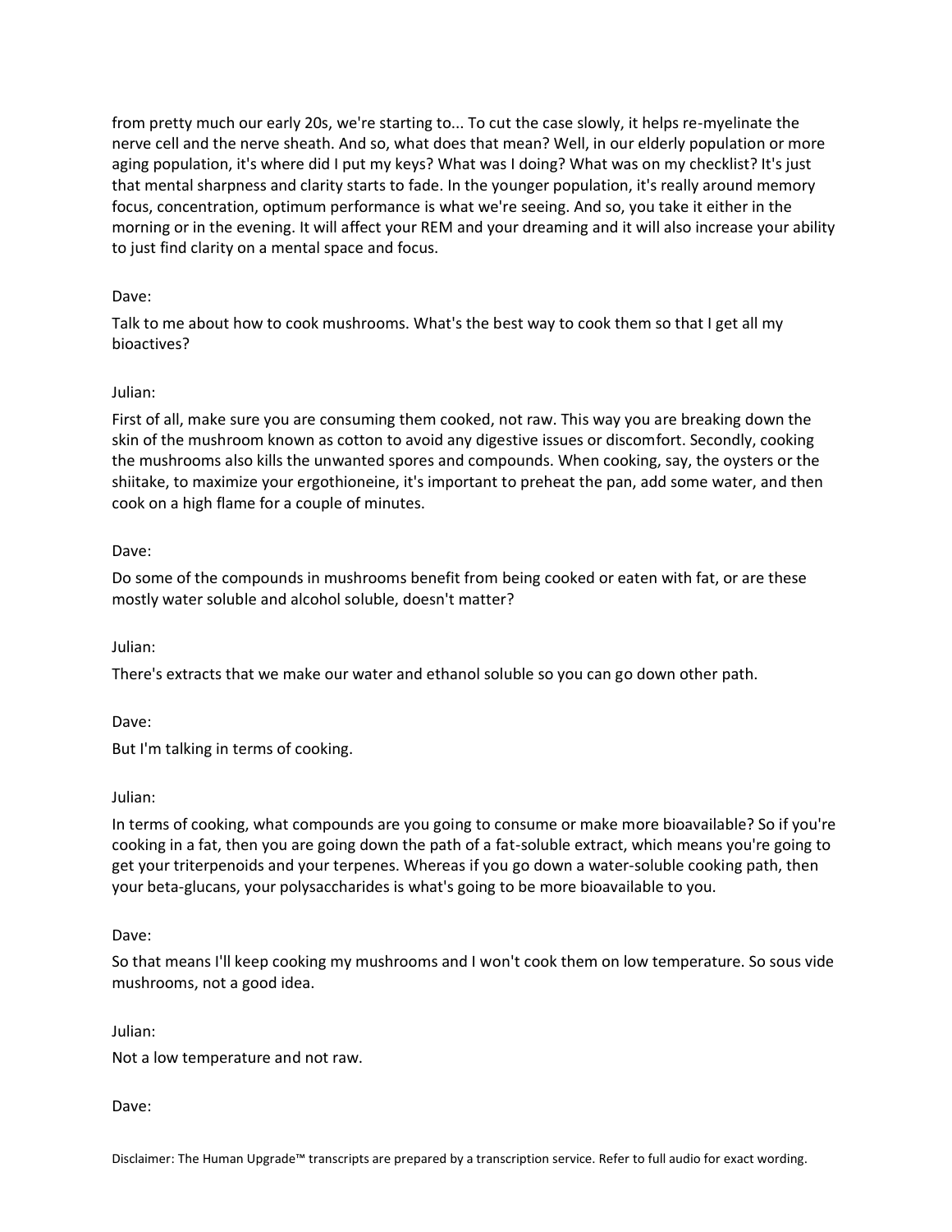from pretty much our early 20s, we're starting to... To cut the case slowly, it helps re-myelinate the nerve cell and the nerve sheath. And so, what does that mean? Well, in our elderly population or more aging population, it's where did I put my keys? What was I doing? What was on my checklist? It's just that mental sharpness and clarity starts to fade. In the younger population, it's really around memory focus, concentration, optimum performance is what we're seeing. And so, you take it either in the morning or in the evening. It will affect your REM and your dreaming and it will also increase your ability to just find clarity on a mental space and focus.

Dave:

Talk to me about how to cook mushrooms. What's the best way to cook them so that I get all my bioactives?

Julian:

First of all, make sure you are consuming them cooked, not raw. This way you are breaking down the skin of the mushroom known as cotton to avoid any digestive issues or discomfort. Secondly, cooking the mushrooms also kills the unwanted spores and compounds. When cooking, say, the oysters or the shiitake, to maximize your ergothioneine, it's important to preheat the pan, add some water, and then cook on a high flame for a couple of minutes.

Dave:

Do some of the compounds in mushrooms benefit from being cooked or eaten with fat, or are these mostly water soluble and alcohol soluble, doesn't matter?

Julian:

There's extracts that we make our water and ethanol soluble so you can go down other path.

Dave:

But I'm talking in terms of cooking.

Julian:

In terms of cooking, what compounds are you going to consume or make more bioavailable? So if you're cooking in a fat, then you are going down the path of a fat-soluble extract, which means you're going to get your triterpenoids and your terpenes. Whereas if you go down a water-soluble cooking path, then your beta-glucans, your polysaccharides is what's going to be more bioavailable to you.

Dave:

So that means I'll keep cooking my mushrooms and I won't cook them on low temperature. So sous vide mushrooms, not a good idea.

Julian:

Not a low temperature and not raw.

Dave: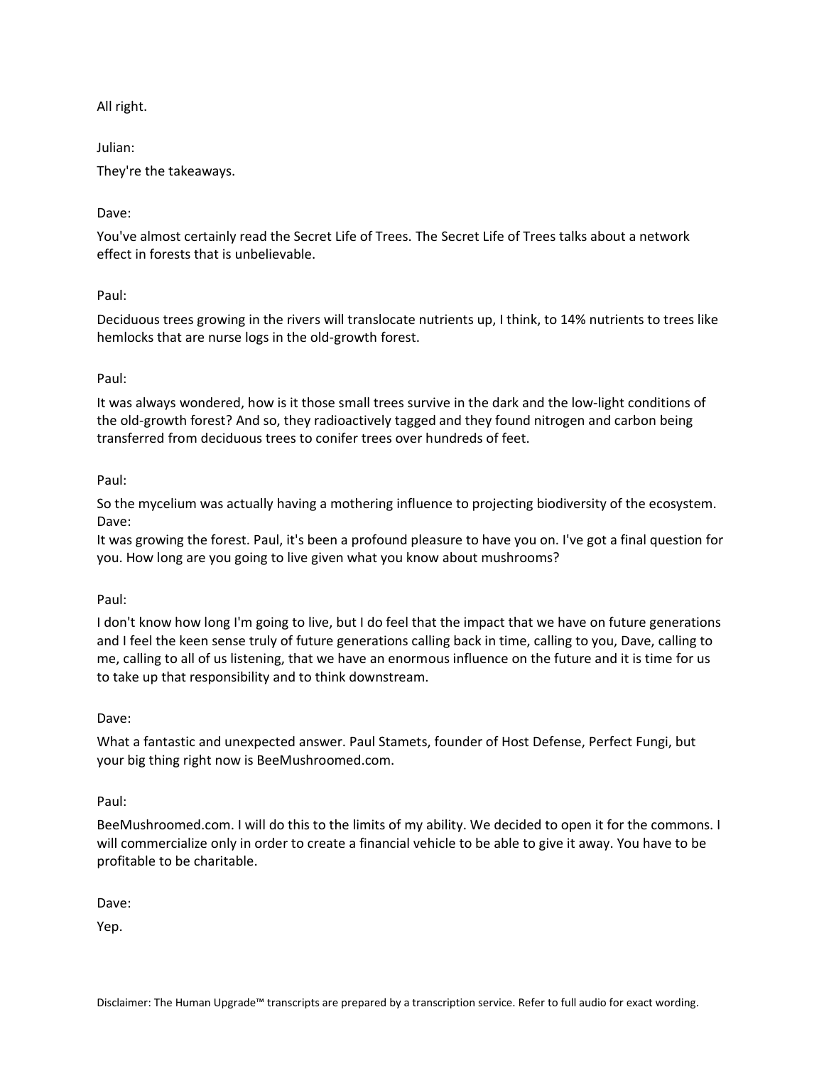All right.

Julian:

They're the takeaways.

Dave:

You've almost certainly read the Secret Life of Trees. The Secret Life of Trees talks about a network effect in forests that is unbelievable.

Paul:

Deciduous trees growing in the rivers will translocate nutrients up, I think, to 14% nutrients to trees like hemlocks that are nurse logs in the old-growth forest.

Paul:

It was always wondered, how is it those small trees survive in the dark and the low-light conditions of the old-growth forest? And so, they radioactively tagged and they found nitrogen and carbon being transferred from deciduous trees to conifer trees over hundreds of feet.

Paul:

So the mycelium was actually having a mothering influence to projecting biodiversity of the ecosystem.

Dave:

It was growing the forest. Paul, it's been a profound pleasure to have you on. I've got a final question for you. How long are you going to live given what you know about mushrooms?

Paul:

I don't know how long I'm going to live, but I do feel that the impact that we have on future generations and I feel the keen sense truly of future generations calling back in time, calling to you, Dave, calling to me, calling to all of us listening, that we have an enormous influence on the future and it is time for us to take up that responsibility and to think downstream.

Dave:

What a fantastic and unexpected answer. Paul Stamets, founder of Host Defense, Perfect Fungi, but your big thing right now is BeeMushroomed.com.

Paul:

BeeMushroomed.com. I will do this to the limits of my ability. We decided to open it for the commons. I will commercialize only in order to create a financial vehicle to be able to give it away. You have to be profitable to be charitable.

Dave:

Yep.

Disclaimer: The Human Upgrade™ transcripts are prepared by a transcription service. Refer to full audio for exact wording.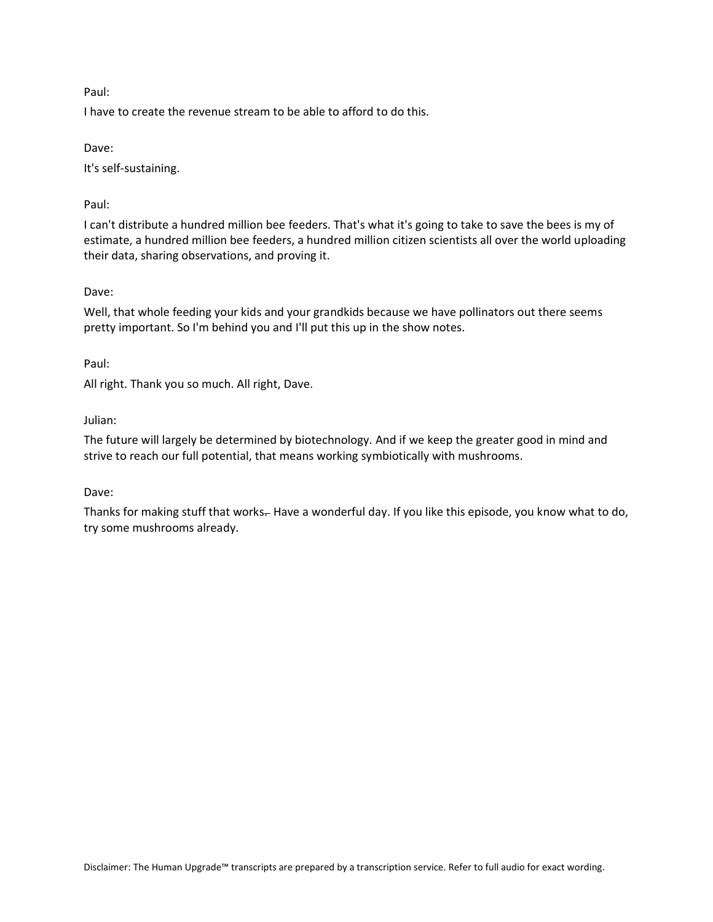Paul:

I have to create the revenue stream to be able to afford to do this.

Dave:

It's self-sustaining.

Paul:

I can't distribute a hundred million bee feeders. That's what it's going to take to save the bees is my of estimate, a hundred million bee feeders, a hundred million citizen scientists all over the world uploading their data, sharing observations, and proving it.

Dave:

Well, that whole feeding your kids and your grandkids because we have pollinators out there seems pretty important. So I'm behind you and I'll put this up in the show notes.

Paul:

All right. Thank you so much. All right, Dave.

Julian:

The future will largely be determined by biotechnology. And if we keep the greater good in mind and strive to reach our full potential, that means working symbiotically with mushrooms.

Dave:

Thanks for making stuff that works. Have a wonderful day. If you like this episode, you know what to do, try some mushrooms already.